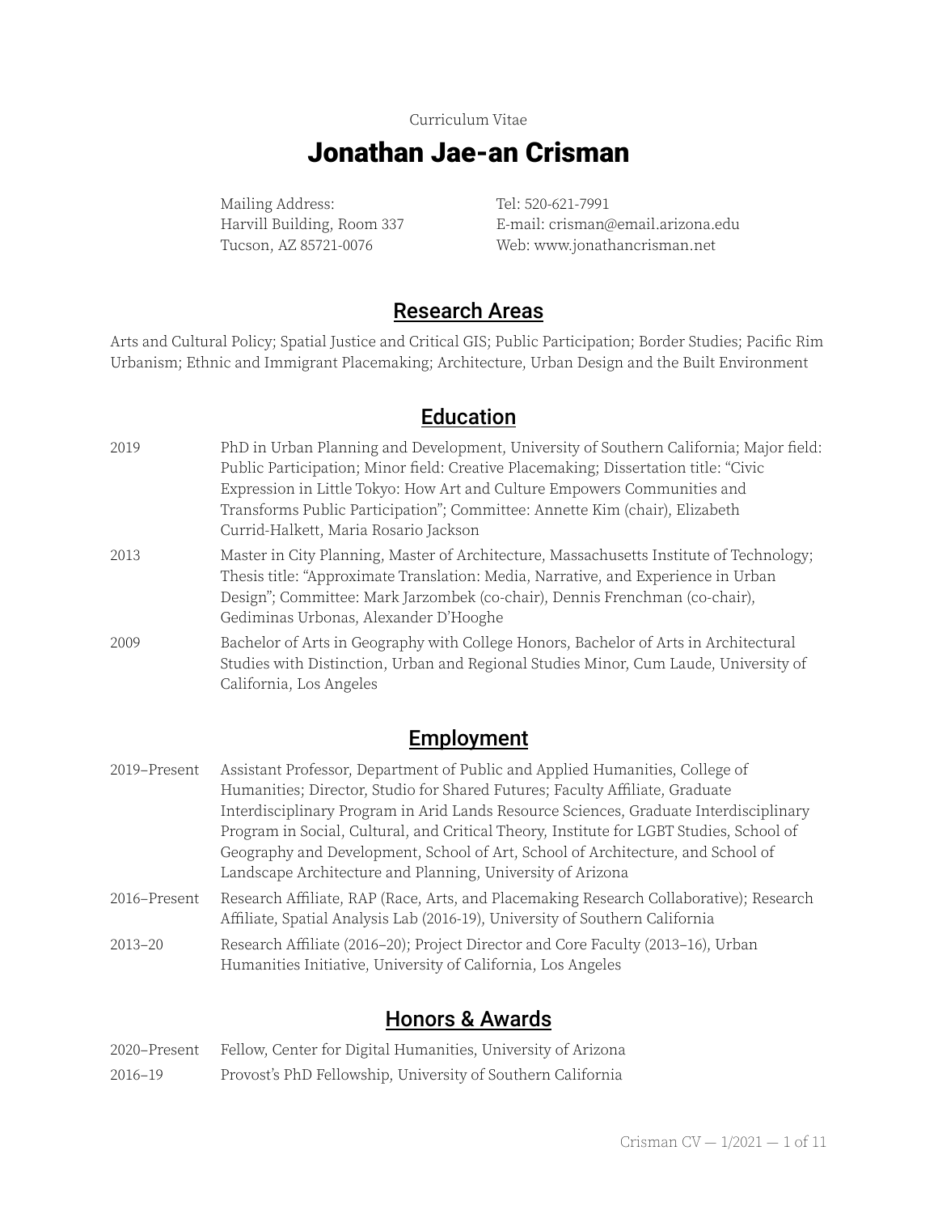Curriculum Vitae

# Jonathan Jae-an Crisman

Mailing Address:
Harvill Building, Room 337
Tucson, AZ 85721-0076

Tel: 520-621-7991
E-mail: crisman@email.arizona.edu
Web: www.jonathancrisman.net

## Research Areas

Arts and Cultural Policy; Spatial Justice and Critical GIS; Public Participation; Border Studies; Pacific Rim Urbanism; Ethnic and Immigrant Placemaking; Architecture, Urban Design and the Built Environment

## Education

2019 — PhD in Urban Planning and Development, University of Southern California; Major field: Public Participation; Minor field: Creative Placemaking; Dissertation title: "Civic Expression in Little Tokyo: How Art and Culture Empowers Communities and Transforms Public Participation"; Committee: Annette Kim (chair), Elizabeth Currid-Halkett, Maria Rosario Jackson

2013 — Master in City Planning, Master of Architecture, Massachusetts Institute of Technology; Thesis title: "Approximate Translation: Media, Narrative, and Experience in Urban Design"; Committee: Mark Jarzombek (co-chair), Dennis Frenchman (co-chair), Gediminas Urbonas, Alexander D'Hooghe

2009 — Bachelor of Arts in Geography with College Honors, Bachelor of Arts in Architectural Studies with Distinction, Urban and Regional Studies Minor, Cum Laude, University of California, Los Angeles

## Employment

2019–Present — Assistant Professor, Department of Public and Applied Humanities, College of Humanities; Director, Studio for Shared Futures; Faculty Affiliate, Graduate Interdisciplinary Program in Arid Lands Resource Sciences, Graduate Interdisciplinary Program in Social, Cultural, and Critical Theory, Institute for LGBT Studies, School of Geography and Development, School of Art, School of Architecture, and School of Landscape Architecture and Planning, University of Arizona

2016–Present — Research Affiliate, RAP (Race, Arts, and Placemaking Research Collaborative); Research Affiliate, Spatial Analysis Lab (2016-19), University of Southern California

2013–20 — Research Affiliate (2016–20); Project Director and Core Faculty (2013–16), Urban Humanities Initiative, University of California, Los Angeles

## Honors & Awards

2020–Present — Fellow, Center for Digital Humanities, University of Arizona

2016–19 — Provost's PhD Fellowship, University of Southern California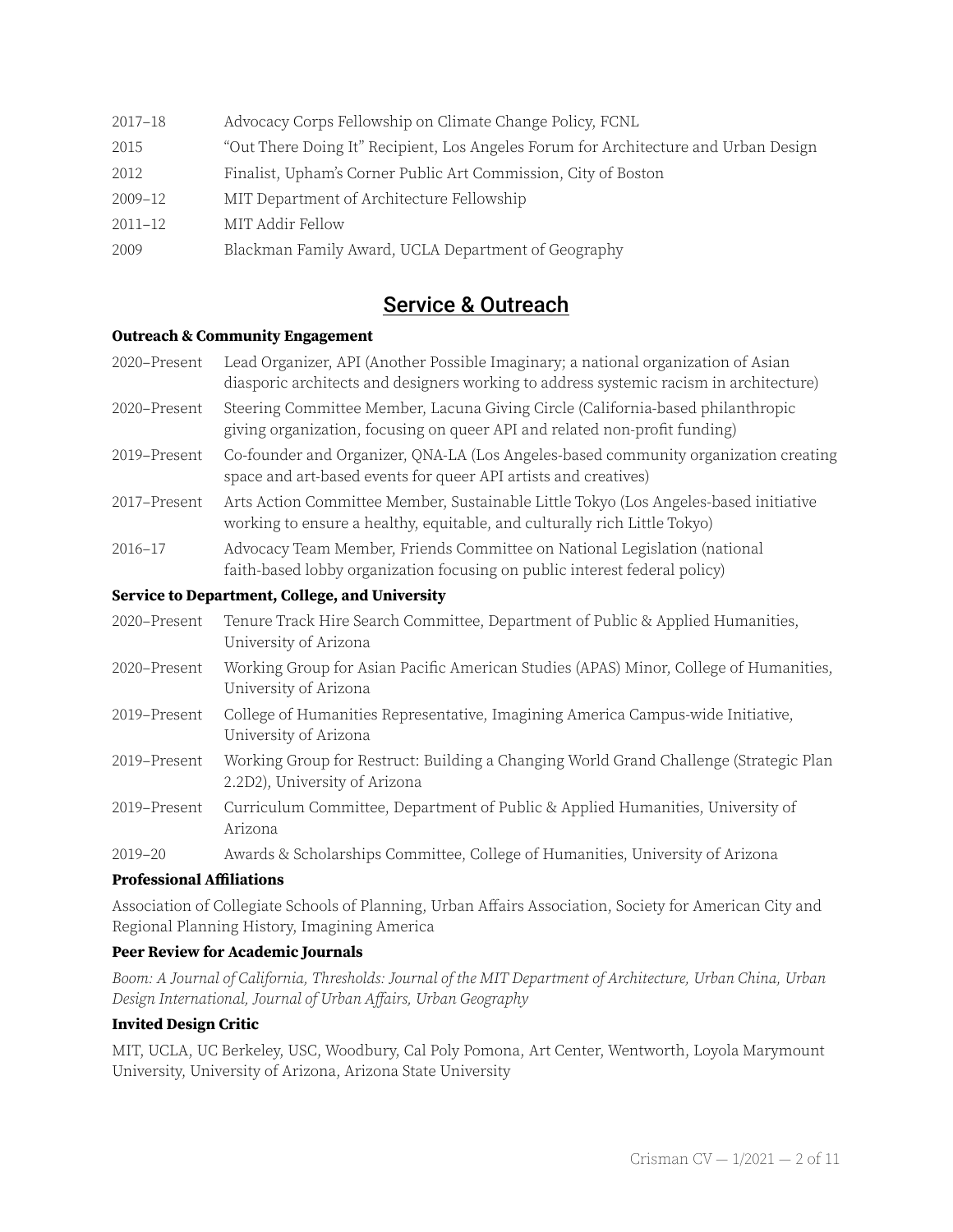| | |
|---|---|
| 2017–18 | Advocacy Corps Fellowship on Climate Change Policy, FCNL |
| 2015 | "Out There Doing It" Recipient, Los Angeles Forum for Architecture and Urban Design |
| 2012 | Finalist, Upham's Corner Public Art Commission, City of Boston |
| 2009–12 | MIT Department of Architecture Fellowship |
| 2011–12 | MIT Addir Fellow |
| 2009 | Blackman Family Award, UCLA Department of Geography |

## Service & Outreach

**Outreach & Community Engagement**

| | |
|---|---|
| 2020–Present | Lead Organizer, API (Another Possible Imaginary; a national organization of Asian diasporic architects and designers working to address systemic racism in architecture) |
| 2020–Present | Steering Committee Member, Lacuna Giving Circle (California-based philanthropic giving organization, focusing on queer API and related non-profit funding) |
| 2019–Present | Co-founder and Organizer, QNA-LA (Los Angeles-based community organization creating space and art-based events for queer API artists and creatives) |
| 2017–Present | Arts Action Committee Member, Sustainable Little Tokyo (Los Angeles-based initiative working to ensure a healthy, equitable, and culturally rich Little Tokyo) |
| 2016–17 | Advocacy Team Member, Friends Committee on National Legislation (national faith-based lobby organization focusing on public interest federal policy) |

**Service to Department, College, and University**

| | |
|---|---|
| 2020–Present | Tenure Track Hire Search Committee, Department of Public & Applied Humanities, University of Arizona |
| 2020–Present | Working Group for Asian Pacific American Studies (APAS) Minor, College of Humanities, University of Arizona |
| 2019–Present | College of Humanities Representative, Imagining America Campus-wide Initiative, University of Arizona |
| 2019–Present | Working Group for Restruct: Building a Changing World Grand Challenge (Strategic Plan 2.2D2), University of Arizona |
| 2019–Present | Curriculum Committee, Department of Public & Applied Humanities, University of Arizona |
| 2019–20 | Awards & Scholarships Committee, College of Humanities, University of Arizona |

**Professional Affiliations**

Association of Collegiate Schools of Planning, Urban Affairs Association, Society for American City and Regional Planning History, Imagining America

**Peer Review for Academic Journals**

*Boom: A Journal of California, Thresholds: Journal of the MIT Department of Architecture, Urban China, Urban Design International, Journal of Urban Affairs, Urban Geography*

**Invited Design Critic**

MIT, UCLA, UC Berkeley, USC, Woodbury, Cal Poly Pomona, Art Center, Wentworth, Loyola Marymount University, University of Arizona, Arizona State University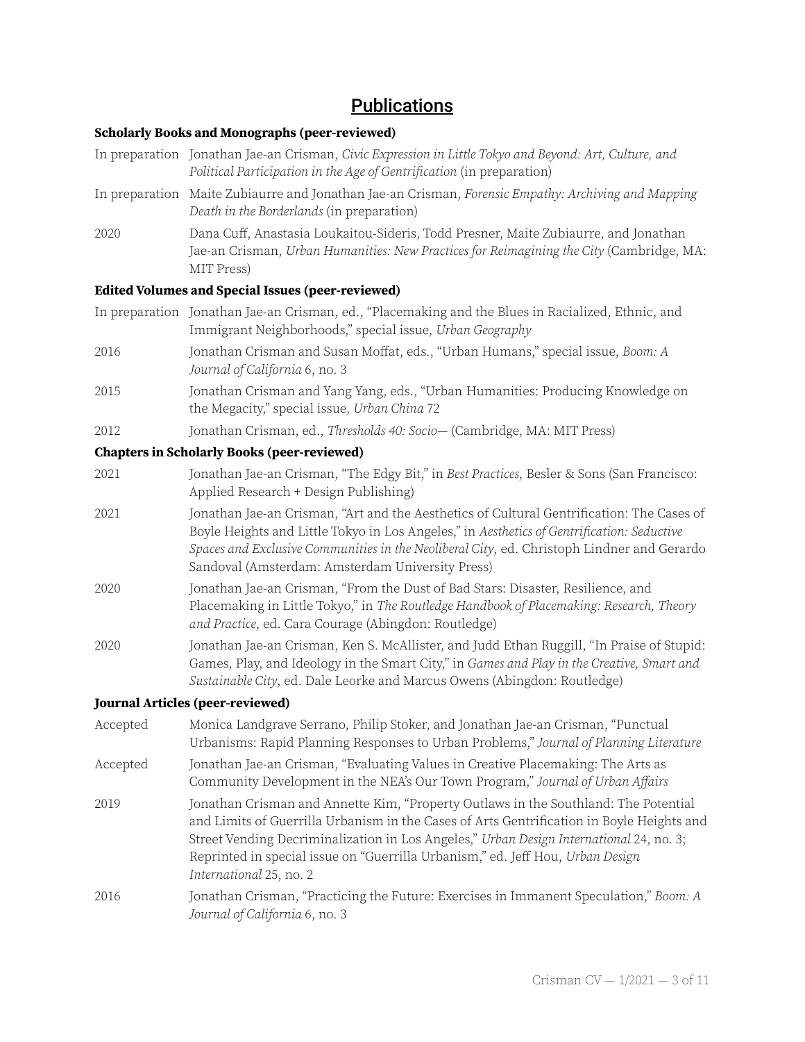# Publications

**Scholarly Books and Monographs (peer-reviewed)**

In preparation Jonathan Jae-an Crisman, *Civic Expression in Little Tokyo and Beyond: Art, Culture, and Political Participation in the Age of Gentrification* (in preparation)

In preparation Maite Zubiaurre and Jonathan Jae-an Crisman, *Forensic Empathy: Archiving and Mapping Death in the Borderlands* (in preparation)

2020 Dana Cuff, Anastasia Loukaitou-Sideris, Todd Presner, Maite Zubiaurre, and Jonathan Jae-an Crisman, *Urban Humanities: New Practices for Reimagining the City* (Cambridge, MA: MIT Press)

**Edited Volumes and Special Issues (peer-reviewed)**

In preparation Jonathan Jae-an Crisman, ed., "Placemaking and the Blues in Racialized, Ethnic, and Immigrant Neighborhoods," special issue, *Urban Geography*

2016 Jonathan Crisman and Susan Moffat, eds., "Urban Humans," special issue, *Boom: A Journal of California* 6, no. 3

2015 Jonathan Crisman and Yang Yang, eds., "Urban Humanities: Producing Knowledge on the Megacity," special issue, *Urban China* 72

2012 Jonathan Crisman, ed., *Thresholds 40: Socio*— (Cambridge, MA: MIT Press)

**Chapters in Scholarly Books (peer-reviewed)**

2021 Jonathan Jae-an Crisman, "The Edgy Bit," in *Best Practices*, Besler & Sons (San Francisco: Applied Research + Design Publishing)

2021 Jonathan Jae-an Crisman, "Art and the Aesthetics of Cultural Gentrification: The Cases of Boyle Heights and Little Tokyo in Los Angeles," in *Aesthetics of Gentrification: Seductive Spaces and Exclusive Communities in the Neoliberal City*, ed. Christoph Lindner and Gerardo Sandoval (Amsterdam: Amsterdam University Press)

2020 Jonathan Jae-an Crisman, "From the Dust of Bad Stars: Disaster, Resilience, and Placemaking in Little Tokyo," in *The Routledge Handbook of Placemaking: Research, Theory and Practice*, ed. Cara Courage (Abingdon: Routledge)

2020 Jonathan Jae-an Crisman, Ken S. McAllister, and Judd Ethan Ruggill, "In Praise of Stupid: Games, Play, and Ideology in the Smart City," in *Games and Play in the Creative, Smart and Sustainable City*, ed. Dale Leorke and Marcus Owens (Abingdon: Routledge)

**Journal Articles (peer-reviewed)**

Accepted Monica Landgrave Serrano, Philip Stoker, and Jonathan Jae-an Crisman, "Punctual Urbanisms: Rapid Planning Responses to Urban Problems," *Journal of Planning Literature*

Accepted Jonathan Jae-an Crisman, "Evaluating Values in Creative Placemaking: The Arts as Community Development in the NEA's Our Town Program," *Journal of Urban Affairs*

2019 Jonathan Crisman and Annette Kim, "Property Outlaws in the Southland: The Potential and Limits of Guerrilla Urbanism in the Cases of Arts Gentrification in Boyle Heights and Street Vending Decriminalization in Los Angeles," *Urban Design International* 24, no. 3; Reprinted in special issue on "Guerrilla Urbanism," ed. Jeff Hou, *Urban Design International* 25, no. 2

2016 Jonathan Crisman, "Practicing the Future: Exercises in Immanent Speculation," *Boom: A Journal of California* 6, no. 3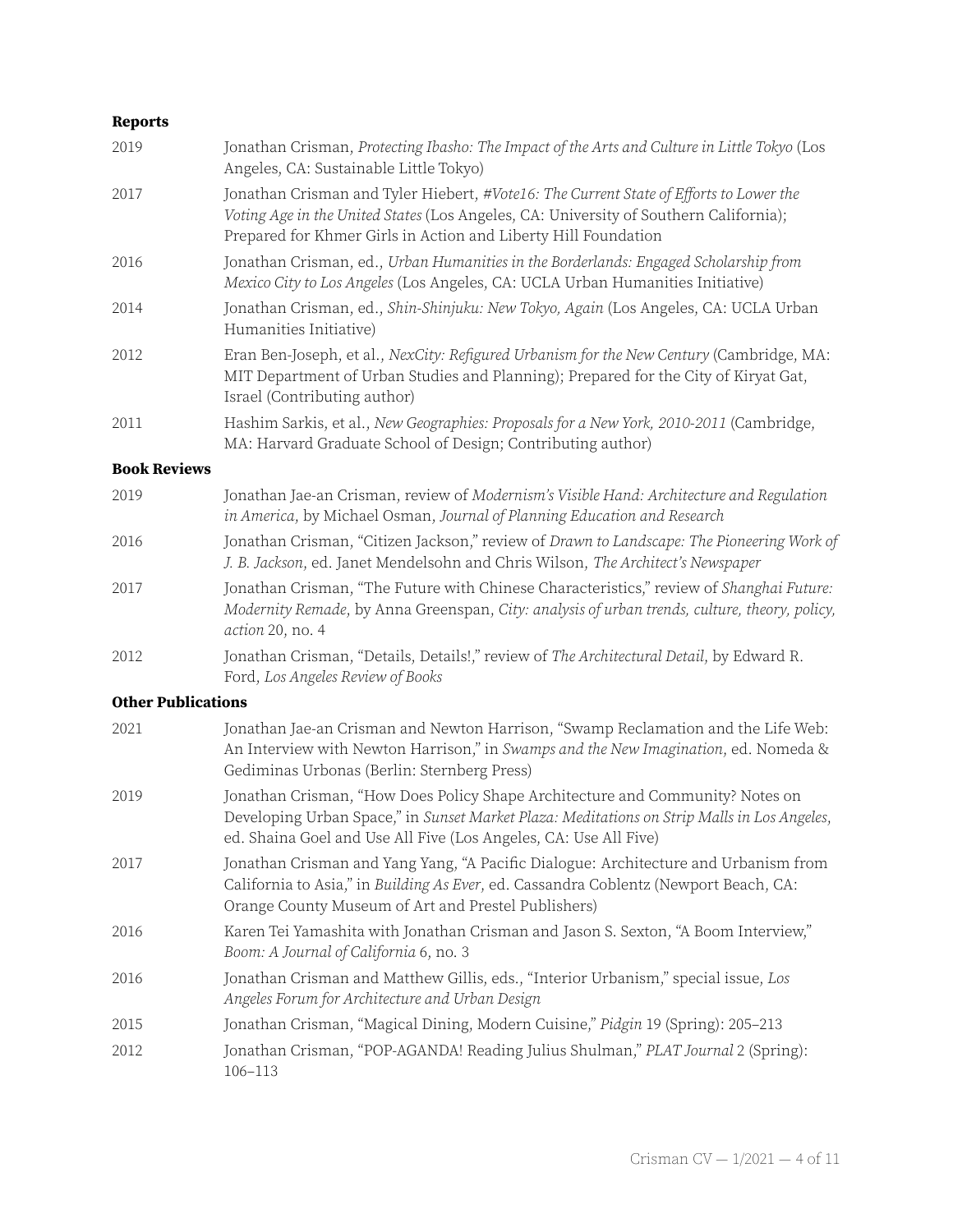### Reports

2019 Jonathan Crisman, *Protecting Ibasho: The Impact of the Arts and Culture in Little Tokyo* (Los Angeles, CA: Sustainable Little Tokyo)

2017 Jonathan Crisman and Tyler Hiebert, *#Vote16: The Current State of Efforts to Lower the Voting Age in the United States* (Los Angeles, CA: University of Southern California); Prepared for Khmer Girls in Action and Liberty Hill Foundation

2016 Jonathan Crisman, ed., *Urban Humanities in the Borderlands: Engaged Scholarship from Mexico City to Los Angeles* (Los Angeles, CA: UCLA Urban Humanities Initiative)

2014 Jonathan Crisman, ed., *Shin-Shinjuku: New Tokyo, Again* (Los Angeles, CA: UCLA Urban Humanities Initiative)

2012 Eran Ben-Joseph, et al., *NexCity: Refigured Urbanism for the New Century* (Cambridge, MA: MIT Department of Urban Studies and Planning); Prepared for the City of Kiryat Gat, Israel (Contributing author)

2011 Hashim Sarkis, et al., *New Geographies: Proposals for a New York, 2010-2011* (Cambridge, MA: Harvard Graduate School of Design; Contributing author)

### Book Reviews

2019 Jonathan Jae-an Crisman, review of *Modernism's Visible Hand: Architecture and Regulation in America*, by Michael Osman, *Journal of Planning Education and Research*

2016 Jonathan Crisman, "Citizen Jackson," review of *Drawn to Landscape: The Pioneering Work of J. B. Jackson*, ed. Janet Mendelsohn and Chris Wilson, *The Architect's Newspaper*

2017 Jonathan Crisman, "The Future with Chinese Characteristics," review of *Shanghai Future: Modernity Remade*, by Anna Greenspan, *City: analysis of urban trends, culture, theory, policy, action* 20, no. 4

2012 Jonathan Crisman, "Details, Details!," review of *The Architectural Detail*, by Edward R. Ford, *Los Angeles Review of Books*

### Other Publications

2021 Jonathan Jae-an Crisman and Newton Harrison, "Swamp Reclamation and the Life Web: An Interview with Newton Harrison," in *Swamps and the New Imagination*, ed. Nomeda & Gediminas Urbonas (Berlin: Sternberg Press)

2019 Jonathan Crisman, "How Does Policy Shape Architecture and Community? Notes on Developing Urban Space," in *Sunset Market Plaza: Meditations on Strip Malls in Los Angeles*, ed. Shaina Goel and Use All Five (Los Angeles, CA: Use All Five)

2017 Jonathan Crisman and Yang Yang, "A Pacific Dialogue: Architecture and Urbanism from California to Asia," in *Building As Ever*, ed. Cassandra Coblentz (Newport Beach, CA: Orange County Museum of Art and Prestel Publishers)

2016 Karen Tei Yamashita with Jonathan Crisman and Jason S. Sexton, "A Boom Interview," *Boom: A Journal of California* 6, no. 3

2016 Jonathan Crisman and Matthew Gillis, eds., "Interior Urbanism," special issue, *Los Angeles Forum for Architecture and Urban Design*

2015 Jonathan Crisman, "Magical Dining, Modern Cuisine," *Pidgin* 19 (Spring): 205–213

2012 Jonathan Crisman, "POP-AGANDA! Reading Julius Shulman," *PLAT Journal* 2 (Spring): 106–113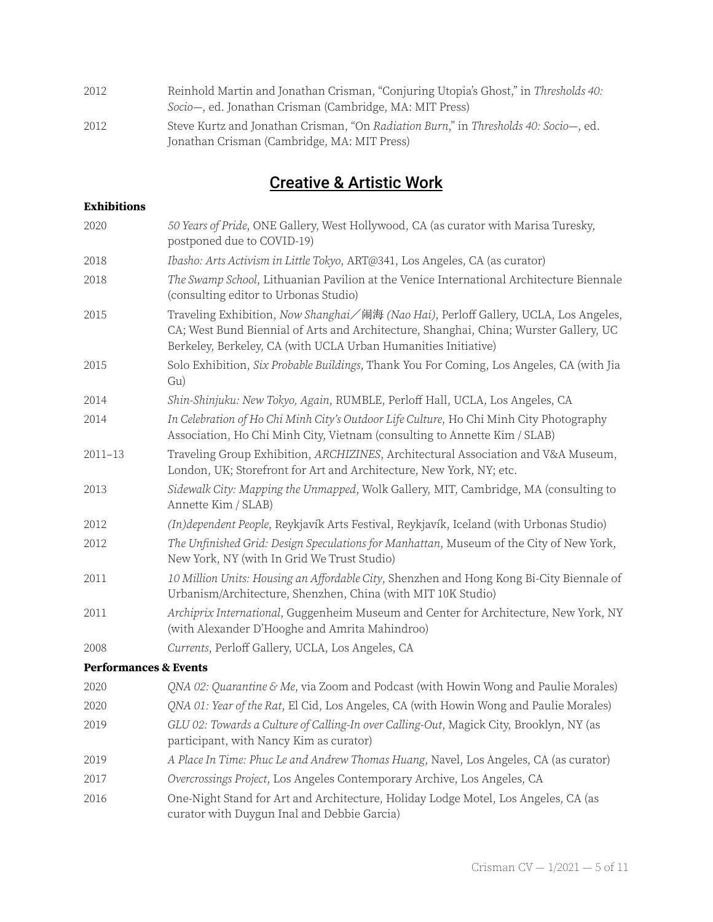2012 Reinhold Martin and Jonathan Crisman, "Conjuring Utopia's Ghost," in *Thresholds 40: Socio—*, ed. Jonathan Crisman (Cambridge, MA: MIT Press)

2012 Steve Kurtz and Jonathan Crisman, "On *Radiation Burn*," in *Thresholds 40: Socio—*, ed. Jonathan Crisman (Cambridge, MA: MIT Press)

## Creative & Artistic Work

### Exhibitions

2020 *50 Years of Pride*, ONE Gallery, West Hollywood, CA (as curator with Marisa Turesky, postponed due to COVID-19)

2018 *Ibasho: Arts Activism in Little Tokyo*, ART@341, Los Angeles, CA (as curator)

2018 *The Swamp School*, Lithuanian Pavilion at the Venice International Architecture Biennale (consulting editor to Urbonas Studio)

2015 Traveling Exhibition, *Now Shanghai／闹海 (Nao Hai)*, Perloff Gallery, UCLA, Los Angeles, CA; West Bund Biennial of Arts and Architecture, Shanghai, China; Wurster Gallery, UC Berkeley, Berkeley, CA (with UCLA Urban Humanities Initiative)

2015 Solo Exhibition, *Six Probable Buildings*, Thank You For Coming, Los Angeles, CA (with Jia Gu)

2014 *Shin-Shinjuku: New Tokyo, Again*, RUMBLE, Perloff Hall, UCLA, Los Angeles, CA

2014 *In Celebration of Ho Chi Minh City's Outdoor Life Culture*, Ho Chi Minh City Photography Association, Ho Chi Minh City, Vietnam (consulting to Annette Kim / SLAB)

2011–13 Traveling Group Exhibition, *ARCHIZINES*, Architectural Association and V&A Museum, London, UK; Storefront for Art and Architecture, New York, NY; etc.

2013 *Sidewalk City: Mapping the Unmapped*, Wolk Gallery, MIT, Cambridge, MA (consulting to Annette Kim / SLAB)

2012 *(In)dependent People*, Reykjavík Arts Festival, Reykjavík, Iceland (with Urbonas Studio)

2012 *The Unfinished Grid: Design Speculations for Manhattan*, Museum of the City of New York, New York, NY (with In Grid We Trust Studio)

2011 *10 Million Units: Housing an Affordable City*, Shenzhen and Hong Kong Bi-City Biennale of Urbanism/Architecture, Shenzhen, China (with MIT 10K Studio)

2011 *Archiprix International*, Guggenheim Museum and Center for Architecture, New York, NY (with Alexander D'Hooghe and Amrita Mahindroo)

2008 *Currents*, Perloff Gallery, UCLA, Los Angeles, CA

### Performances & Events

2020 *QNA 02: Quarantine & Me*, via Zoom and Podcast (with Howin Wong and Paulie Morales)

2020 *QNA 01: Year of the Rat*, El Cid, Los Angeles, CA (with Howin Wong and Paulie Morales)

2019 *GLU 02: Towards a Culture of Calling-In over Calling-Out*, Magick City, Brooklyn, NY (as participant, with Nancy Kim as curator)

2019 *A Place In Time: Phuc Le and Andrew Thomas Huang*, Navel, Los Angeles, CA (as curator)

2017 *Overcrossings Project*, Los Angeles Contemporary Archive, Los Angeles, CA

2016 One-Night Stand for Art and Architecture, Holiday Lodge Motel, Los Angeles, CA (as curator with Duygun Inal and Debbie Garcia)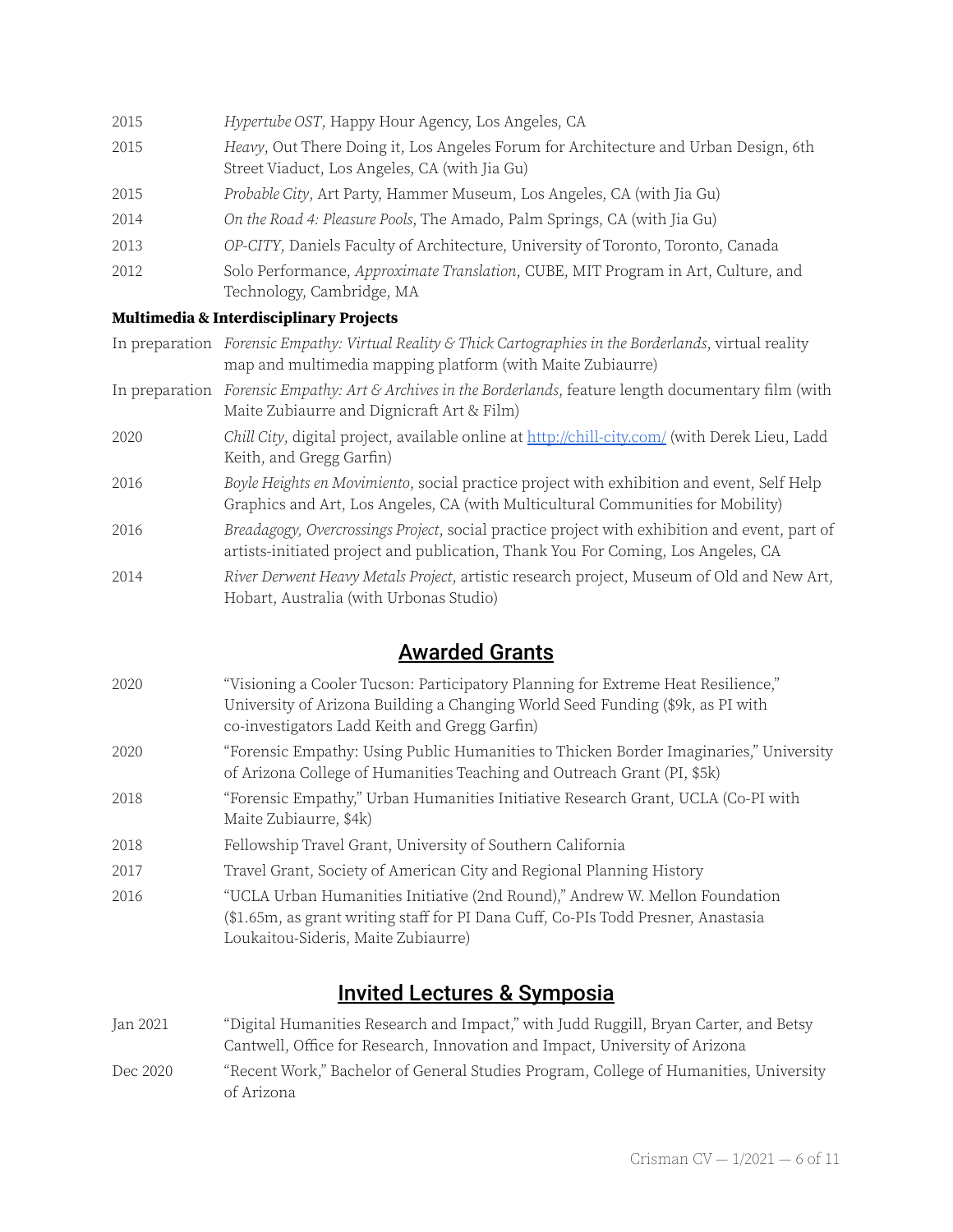2015 *Hypertube OST*, Happy Hour Agency, Los Angeles, CA

2015 *Heavy*, Out There Doing it, Los Angeles Forum for Architecture and Urban Design, 6th Street Viaduct, Los Angeles, CA (with Jia Gu)

2015 *Probable City*, Art Party, Hammer Museum, Los Angeles, CA (with Jia Gu)

2014 *On the Road 4: Pleasure Pools*, The Amado, Palm Springs, CA (with Jia Gu)

2013 *OP-CITY*, Daniels Faculty of Architecture, University of Toronto, Toronto, Canada

2012 Solo Performance, *Approximate Translation*, CUBE, MIT Program in Art, Culture, and Technology, Cambridge, MA

**Multimedia & Interdisciplinary Projects**

In preparation *Forensic Empathy: Virtual Reality & Thick Cartographies in the Borderlands*, virtual reality map and multimedia mapping platform (with Maite Zubiaurre)

In preparation *Forensic Empathy: Art & Archives in the Borderlands*, feature length documentary film (with Maite Zubiaurre and Dignicraft Art & Film)

2020 *Chill City*, digital project, available online at http://chill-city.com/ (with Derek Lieu, Ladd Keith, and Gregg Garfin)

2016 *Boyle Heights en Movimiento*, social practice project with exhibition and event, Self Help Graphics and Art, Los Angeles, CA (with Multicultural Communities for Mobility)

2016 *Breadagogy, Overcrossings Project*, social practice project with exhibition and event, part of artists-initiated project and publication, Thank You For Coming, Los Angeles, CA

2014 *River Derwent Heavy Metals Project*, artistic research project, Museum of Old and New Art, Hobart, Australia (with Urbonas Studio)

## Awarded Grants

2020 "Visioning a Cooler Tucson: Participatory Planning for Extreme Heat Resilience," University of Arizona Building a Changing World Seed Funding ($9k, as PI with co-investigators Ladd Keith and Gregg Garfin)

2020 "Forensic Empathy: Using Public Humanities to Thicken Border Imaginaries," University of Arizona College of Humanities Teaching and Outreach Grant (PI, $5k)

2018 "Forensic Empathy," Urban Humanities Initiative Research Grant, UCLA (Co-PI with Maite Zubiaurre, $4k)

2018 Fellowship Travel Grant, University of Southern California

2017 Travel Grant, Society of American City and Regional Planning History

2016 "UCLA Urban Humanities Initiative (2nd Round)," Andrew W. Mellon Foundation ($1.65m, as grant writing staff for PI Dana Cuff, Co-PIs Todd Presner, Anastasia Loukaitou-Sideris, Maite Zubiaurre)

## Invited Lectures & Symposia

Jan 2021 "Digital Humanities Research and Impact," with Judd Ruggill, Bryan Carter, and Betsy Cantwell, Office for Research, Innovation and Impact, University of Arizona

Dec 2020 "Recent Work," Bachelor of General Studies Program, College of Humanities, University of Arizona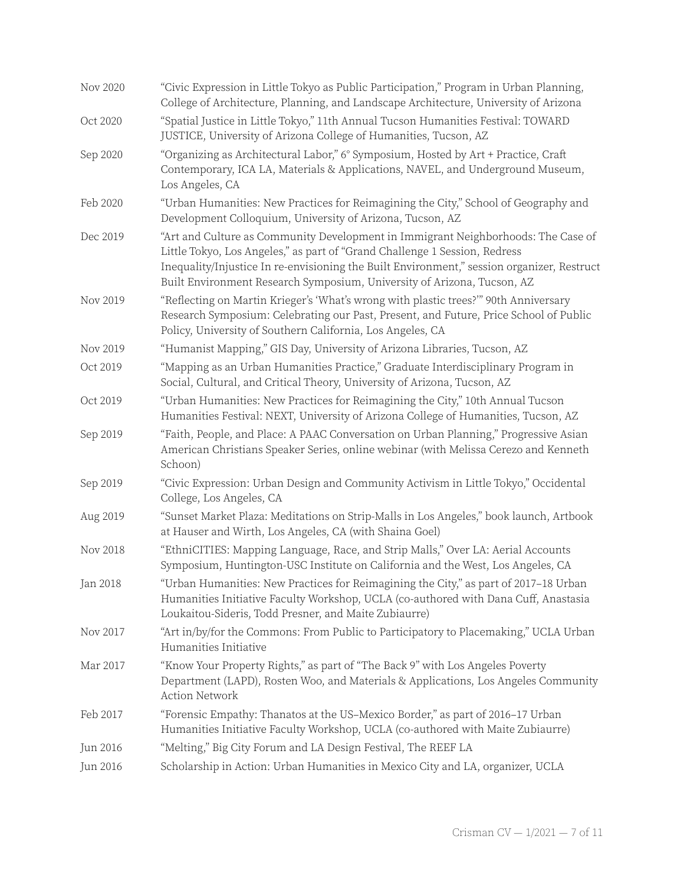| | |
|---|---|
| Nov 2020 | "Civic Expression in Little Tokyo as Public Participation," Program in Urban Planning, College of Architecture, Planning, and Landscape Architecture, University of Arizona |
| Oct 2020 | "Spatial Justice in Little Tokyo," 11th Annual Tucson Humanities Festival: TOWARD JUSTICE, University of Arizona College of Humanities, Tucson, AZ |
| Sep 2020 | "Organizing as Architectural Labor," 6° Symposium, Hosted by Art + Practice, Craft Contemporary, ICA LA, Materials & Applications, NAVEL, and Underground Museum, Los Angeles, CA |
| Feb 2020 | "Urban Humanities: New Practices for Reimagining the City," School of Geography and Development Colloquium, University of Arizona, Tucson, AZ |
| Dec 2019 | "Art and Culture as Community Development in Immigrant Neighborhoods: The Case of Little Tokyo, Los Angeles," as part of "Grand Challenge 1 Session, Redress Inequality/Injustice In re-envisioning the Built Environment," session organizer, Restruct Built Environment Research Symposium, University of Arizona, Tucson, AZ |
| Nov 2019 | "Reflecting on Martin Krieger's 'What's wrong with plastic trees?'" 90th Anniversary Research Symposium: Celebrating our Past, Present, and Future, Price School of Public Policy, University of Southern California, Los Angeles, CA |
| Nov 2019 | "Humanist Mapping," GIS Day, University of Arizona Libraries, Tucson, AZ |
| Oct 2019 | "Mapping as an Urban Humanities Practice," Graduate Interdisciplinary Program in Social, Cultural, and Critical Theory, University of Arizona, Tucson, AZ |
| Oct 2019 | "Urban Humanities: New Practices for Reimagining the City," 10th Annual Tucson Humanities Festival: NEXT, University of Arizona College of Humanities, Tucson, AZ |
| Sep 2019 | "Faith, People, and Place: A PAAC Conversation on Urban Planning," Progressive Asian American Christians Speaker Series, online webinar (with Melissa Cerezo and Kenneth Schoon) |
| Sep 2019 | "Civic Expression: Urban Design and Community Activism in Little Tokyo," Occidental College, Los Angeles, CA |
| Aug 2019 | "Sunset Market Plaza: Meditations on Strip-Malls in Los Angeles," book launch, Artbook at Hauser and Wirth, Los Angeles, CA (with Shaina Goel) |
| Nov 2018 | "EthniCITIES: Mapping Language, Race, and Strip Malls," Over LA: Aerial Accounts Symposium, Huntington-USC Institute on California and the West, Los Angeles, CA |
| Jan 2018 | "Urban Humanities: New Practices for Reimagining the City," as part of 2017–18 Urban Humanities Initiative Faculty Workshop, UCLA (co-authored with Dana Cuff, Anastasia Loukaitou-Sideris, Todd Presner, and Maite Zubiaurre) |
| Nov 2017 | "Art in/by/for the Commons: From Public to Participatory to Placemaking," UCLA Urban Humanities Initiative |
| Mar 2017 | "Know Your Property Rights," as part of "The Back 9" with Los Angeles Poverty Department (LAPD), Rosten Woo, and Materials & Applications, Los Angeles Community Action Network |
| Feb 2017 | "Forensic Empathy: Thanatos at the US–Mexico Border," as part of 2016–17 Urban Humanities Initiative Faculty Workshop, UCLA (co-authored with Maite Zubiaurre) |
| Jun 2016 | "Melting," Big City Forum and LA Design Festival, The REEF LA |
| Jun 2016 | Scholarship in Action: Urban Humanities in Mexico City and LA, organizer, UCLA |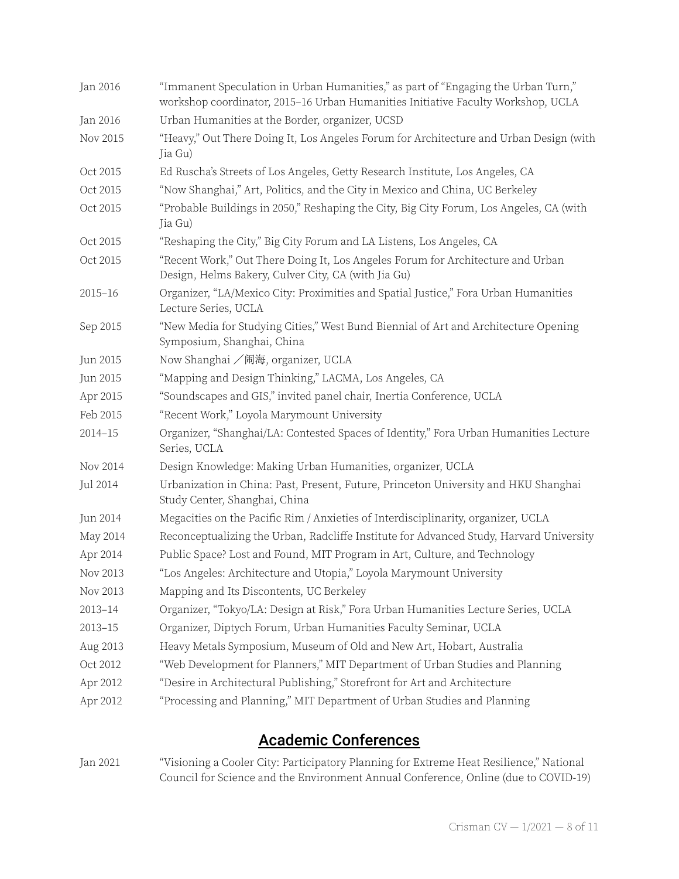| | |
|---|---|
| Jan 2016 | "Immanent Speculation in Urban Humanities," as part of "Engaging the Urban Turn," workshop coordinator, 2015–16 Urban Humanities Initiative Faculty Workshop, UCLA |
| Jan 2016 | Urban Humanities at the Border, organizer, UCSD |
| Nov 2015 | "Heavy," Out There Doing It, Los Angeles Forum for Architecture and Urban Design (with Jia Gu) |
| Oct 2015 | Ed Ruscha's Streets of Los Angeles, Getty Research Institute, Los Angeles, CA |
| Oct 2015 | "Now Shanghai," Art, Politics, and the City in Mexico and China, UC Berkeley |
| Oct 2015 | "Probable Buildings in 2050," Reshaping the City, Big City Forum, Los Angeles, CA (with Jia Gu) |
| Oct 2015 | "Reshaping the City," Big City Forum and LA Listens, Los Angeles, CA |
| Oct 2015 | "Recent Work," Out There Doing It, Los Angeles Forum for Architecture and Urban Design, Helms Bakery, Culver City, CA (with Jia Gu) |
| 2015–16 | Organizer, "LA/Mexico City: Proximities and Spatial Justice," Fora Urban Humanities Lecture Series, UCLA |
| Sep 2015 | "New Media for Studying Cities," West Bund Biennial of Art and Architecture Opening Symposium, Shanghai, China |
| Jun 2015 | Now Shanghai ／闹海, organizer, UCLA |
| Jun 2015 | "Mapping and Design Thinking," LACMA, Los Angeles, CA |
| Apr 2015 | "Soundscapes and GIS," invited panel chair, Inertia Conference, UCLA |
| Feb 2015 | "Recent Work," Loyola Marymount University |
| 2014–15 | Organizer, "Shanghai/LA: Contested Spaces of Identity," Fora Urban Humanities Lecture Series, UCLA |
| Nov 2014 | Design Knowledge: Making Urban Humanities, organizer, UCLA |
| Jul 2014 | Urbanization in China: Past, Present, Future, Princeton University and HKU Shanghai Study Center, Shanghai, China |
| Jun 2014 | Megacities on the Pacific Rim / Anxieties of Interdisciplinarity, organizer, UCLA |
| May 2014 | Reconceptualizing the Urban, Radcliffe Institute for Advanced Study, Harvard University |
| Apr 2014 | Public Space? Lost and Found, MIT Program in Art, Culture, and Technology |
| Nov 2013 | "Los Angeles: Architecture and Utopia," Loyola Marymount University |
| Nov 2013 | Mapping and Its Discontents, UC Berkeley |
| 2013–14 | Organizer, "Tokyo/LA: Design at Risk," Fora Urban Humanities Lecture Series, UCLA |
| 2013–15 | Organizer, Diptych Forum, Urban Humanities Faculty Seminar, UCLA |
| Aug 2013 | Heavy Metals Symposium, Museum of Old and New Art, Hobart, Australia |
| Oct 2012 | "Web Development for Planners," MIT Department of Urban Studies and Planning |
| Apr 2012 | "Desire in Architectural Publishing," Storefront for Art and Architecture |
| Apr 2012 | "Processing and Planning," MIT Department of Urban Studies and Planning |

## Academic Conferences

| | |
|---|---|
| Jan 2021 | "Visioning a Cooler City: Participatory Planning for Extreme Heat Resilience," National Council for Science and the Environment Annual Conference, Online (due to COVID-19) |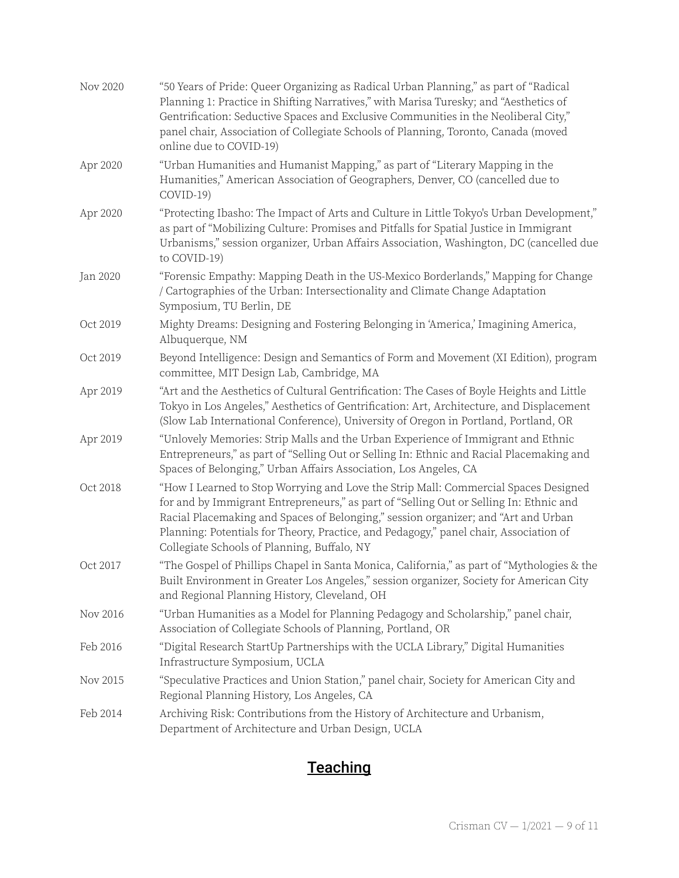| | |
|---|---|
| Nov 2020 | "50 Years of Pride: Queer Organizing as Radical Urban Planning," as part of "Radical Planning 1: Practice in Shifting Narratives," with Marisa Turesky; and "Aesthetics of Gentrification: Seductive Spaces and Exclusive Communities in the Neoliberal City," panel chair, Association of Collegiate Schools of Planning, Toronto, Canada (moved online due to COVID-19) |
| Apr 2020 | "Urban Humanities and Humanist Mapping," as part of "Literary Mapping in the Humanities," American Association of Geographers, Denver, CO (cancelled due to COVID-19) |
| Apr 2020 | "Protecting Ibasho: The Impact of Arts and Culture in Little Tokyo's Urban Development," as part of "Mobilizing Culture: Promises and Pitfalls for Spatial Justice in Immigrant Urbanisms," session organizer, Urban Affairs Association, Washington, DC (cancelled due to COVID-19) |
| Jan 2020 | "Forensic Empathy: Mapping Death in the US-Mexico Borderlands," Mapping for Change / Cartographies of the Urban: Intersectionality and Climate Change Adaptation Symposium, TU Berlin, DE |
| Oct 2019 | Mighty Dreams: Designing and Fostering Belonging in 'America,' Imagining America, Albuquerque, NM |
| Oct 2019 | Beyond Intelligence: Design and Semantics of Form and Movement (XI Edition), program committee, MIT Design Lab, Cambridge, MA |
| Apr 2019 | "Art and the Aesthetics of Cultural Gentrification: The Cases of Boyle Heights and Little Tokyo in Los Angeles," Aesthetics of Gentrification: Art, Architecture, and Displacement (Slow Lab International Conference), University of Oregon in Portland, Portland, OR |
| Apr 2019 | "Unlovely Memories: Strip Malls and the Urban Experience of Immigrant and Ethnic Entrepreneurs," as part of "Selling Out or Selling In: Ethnic and Racial Placemaking and Spaces of Belonging," Urban Affairs Association, Los Angeles, CA |
| Oct 2018 | "How I Learned to Stop Worrying and Love the Strip Mall: Commercial Spaces Designed for and by Immigrant Entrepreneurs," as part of "Selling Out or Selling In: Ethnic and Racial Placemaking and Spaces of Belonging," session organizer; and "Art and Urban Planning: Potentials for Theory, Practice, and Pedagogy," panel chair, Association of Collegiate Schools of Planning, Buffalo, NY |
| Oct 2017 | "The Gospel of Phillips Chapel in Santa Monica, California," as part of "Mythologies & the Built Environment in Greater Los Angeles," session organizer, Society for American City and Regional Planning History, Cleveland, OH |
| Nov 2016 | "Urban Humanities as a Model for Planning Pedagogy and Scholarship," panel chair, Association of Collegiate Schools of Planning, Portland, OR |
| Feb 2016 | "Digital Research StartUp Partnerships with the UCLA Library," Digital Humanities Infrastructure Symposium, UCLA |
| Nov 2015 | "Speculative Practices and Union Station," panel chair, Society for American City and Regional Planning History, Los Angeles, CA |
| Feb 2014 | Archiving Risk: Contributions from the History of Architecture and Urbanism, Department of Architecture and Urban Design, UCLA |

## Teaching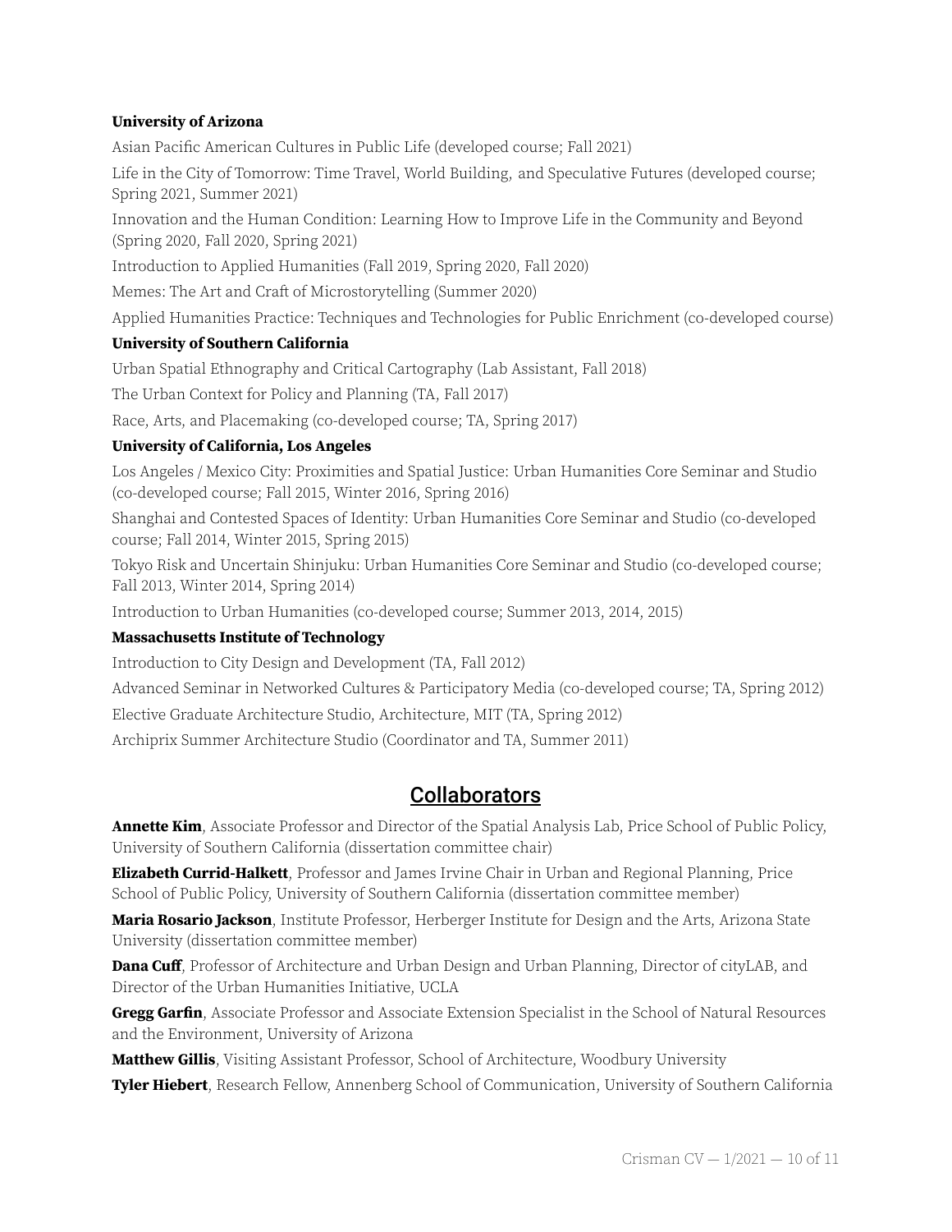**University of Arizona**

Asian Pacific American Cultures in Public Life (developed course; Fall 2021)

Life in the City of Tomorrow: Time Travel, World Building, and Speculative Futures (developed course; Spring 2021, Summer 2021)

Innovation and the Human Condition: Learning How to Improve Life in the Community and Beyond (Spring 2020, Fall 2020, Spring 2021)

Introduction to Applied Humanities (Fall 2019, Spring 2020, Fall 2020)

Memes: The Art and Craft of Microstorytelling (Summer 2020)

Applied Humanities Practice: Techniques and Technologies for Public Enrichment (co-developed course)

**University of Southern California**

Urban Spatial Ethnography and Critical Cartography (Lab Assistant, Fall 2018)

The Urban Context for Policy and Planning (TA, Fall 2017)

Race, Arts, and Placemaking (co-developed course; TA, Spring 2017)

**University of California, Los Angeles**

Los Angeles / Mexico City: Proximities and Spatial Justice: Urban Humanities Core Seminar and Studio (co-developed course; Fall 2015, Winter 2016, Spring 2016)

Shanghai and Contested Spaces of Identity: Urban Humanities Core Seminar and Studio (co-developed course; Fall 2014, Winter 2015, Spring 2015)

Tokyo Risk and Uncertain Shinjuku: Urban Humanities Core Seminar and Studio (co-developed course; Fall 2013, Winter 2014, Spring 2014)

Introduction to Urban Humanities (co-developed course; Summer 2013, 2014, 2015)

**Massachusetts Institute of Technology**

Introduction to City Design and Development (TA, Fall 2012)

Advanced Seminar in Networked Cultures & Participatory Media (co-developed course; TA, Spring 2012)

Elective Graduate Architecture Studio, Architecture, MIT (TA, Spring 2012)

Archiprix Summer Architecture Studio (Coordinator and TA, Summer 2011)

## Collaborators

**Annette Kim**, Associate Professor and Director of the Spatial Analysis Lab, Price School of Public Policy, University of Southern California (dissertation committee chair)

**Elizabeth Currid-Halkett**, Professor and James Irvine Chair in Urban and Regional Planning, Price School of Public Policy, University of Southern California (dissertation committee member)

**Maria Rosario Jackson**, Institute Professor, Herberger Institute for Design and the Arts, Arizona State University (dissertation committee member)

**Dana Cuff**, Professor of Architecture and Urban Design and Urban Planning, Director of cityLAB, and Director of the Urban Humanities Initiative, UCLA

**Gregg Garfin**, Associate Professor and Associate Extension Specialist in the School of Natural Resources and the Environment, University of Arizona

**Matthew Gillis**, Visiting Assistant Professor, School of Architecture, Woodbury University

**Tyler Hiebert**, Research Fellow, Annenberg School of Communication, University of Southern California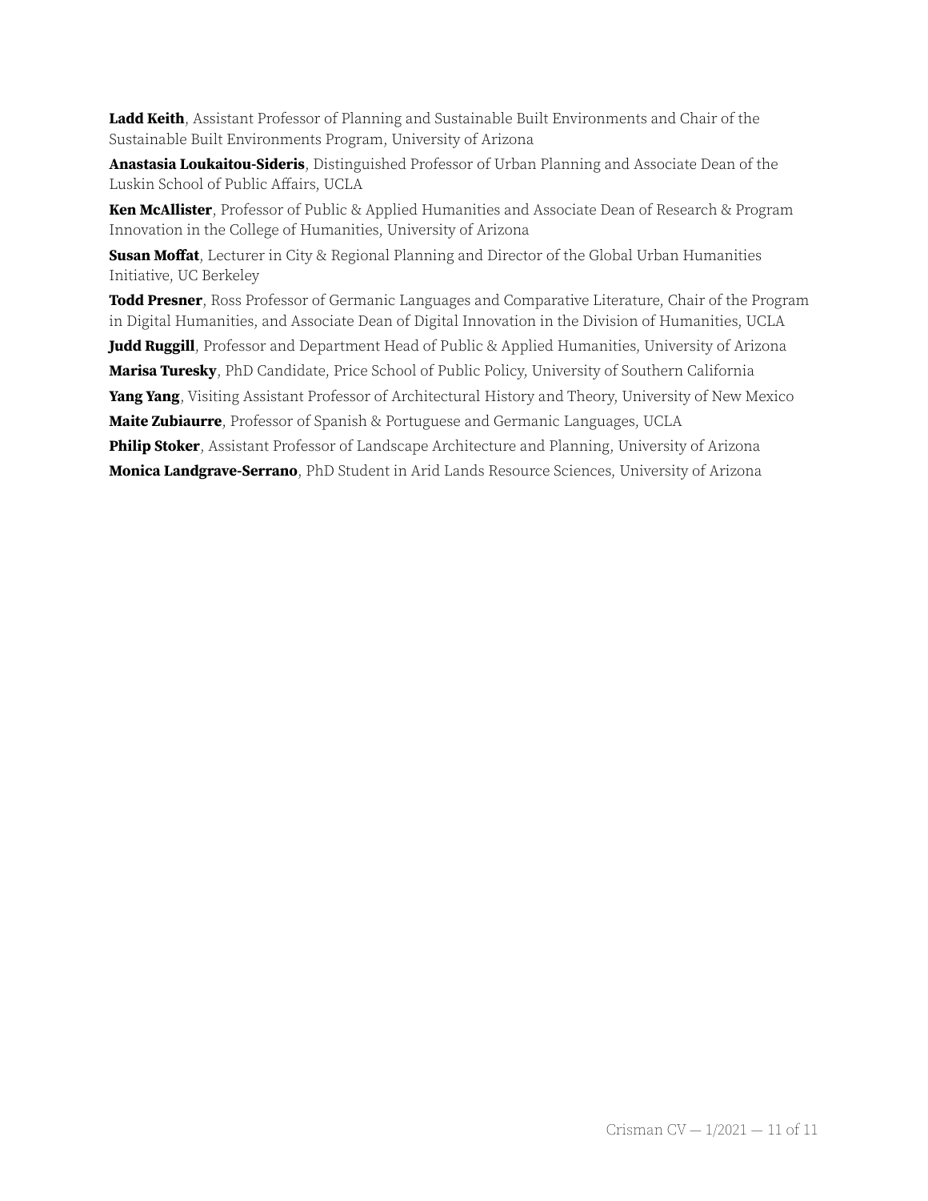**Ladd Keith**, Assistant Professor of Planning and Sustainable Built Environments and Chair of the Sustainable Built Environments Program, University of Arizona

**Anastasia Loukaitou-Sideris**, Distinguished Professor of Urban Planning and Associate Dean of the Luskin School of Public Affairs, UCLA

**Ken McAllister**, Professor of Public & Applied Humanities and Associate Dean of Research & Program Innovation in the College of Humanities, University of Arizona

**Susan Moffat**, Lecturer in City & Regional Planning and Director of the Global Urban Humanities Initiative, UC Berkeley

**Todd Presner**, Ross Professor of Germanic Languages and Comparative Literature, Chair of the Program in Digital Humanities, and Associate Dean of Digital Innovation in the Division of Humanities, UCLA

**Judd Ruggill**, Professor and Department Head of Public & Applied Humanities, University of Arizona

**Marisa Turesky**, PhD Candidate, Price School of Public Policy, University of Southern California

**Yang Yang**, Visiting Assistant Professor of Architectural History and Theory, University of New Mexico

**Maite Zubiaurre**, Professor of Spanish & Portuguese and Germanic Languages, UCLA

**Philip Stoker**, Assistant Professor of Landscape Architecture and Planning, University of Arizona

**Monica Landgrave-Serrano**, PhD Student in Arid Lands Resource Sciences, University of Arizona